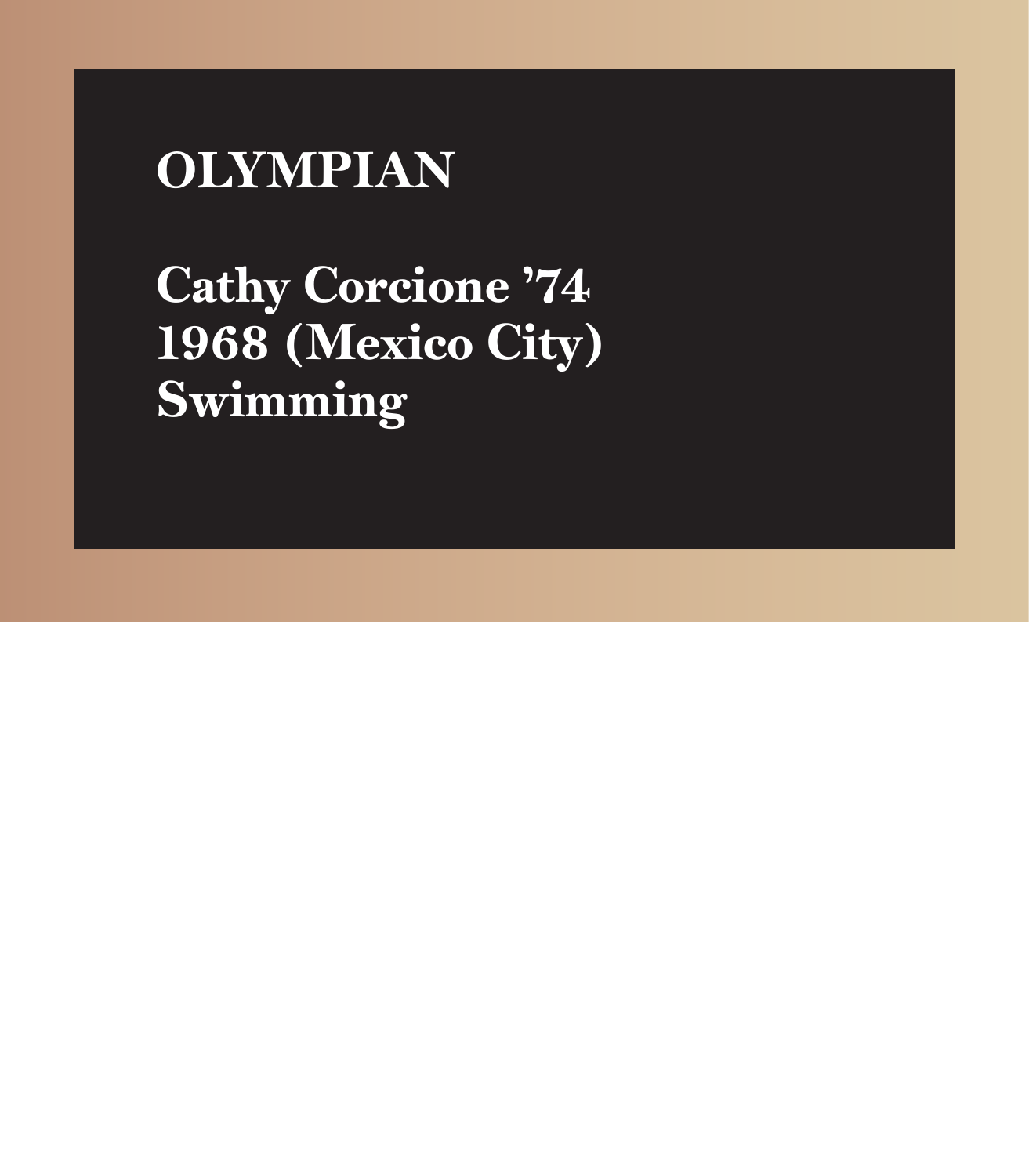# OLYMPIAN

**Cathy Corcione ’74**
**1968 (Mexico City)**
**Swimming**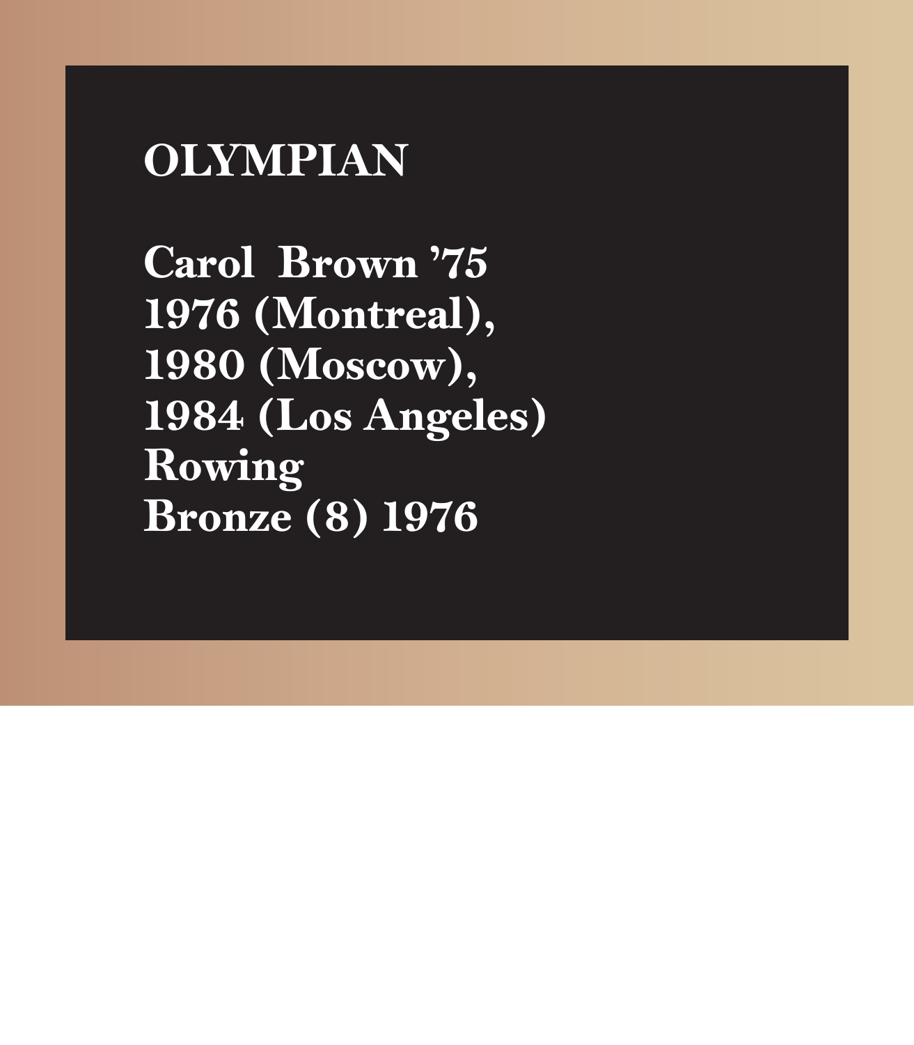# OLYMPIAN

**Carol Brown ’75**
**1976 (Montreal),**
**1980 (Moscow),**
**1984 (Los Angeles)**
**Rowing**
**Bronze (8) 1976**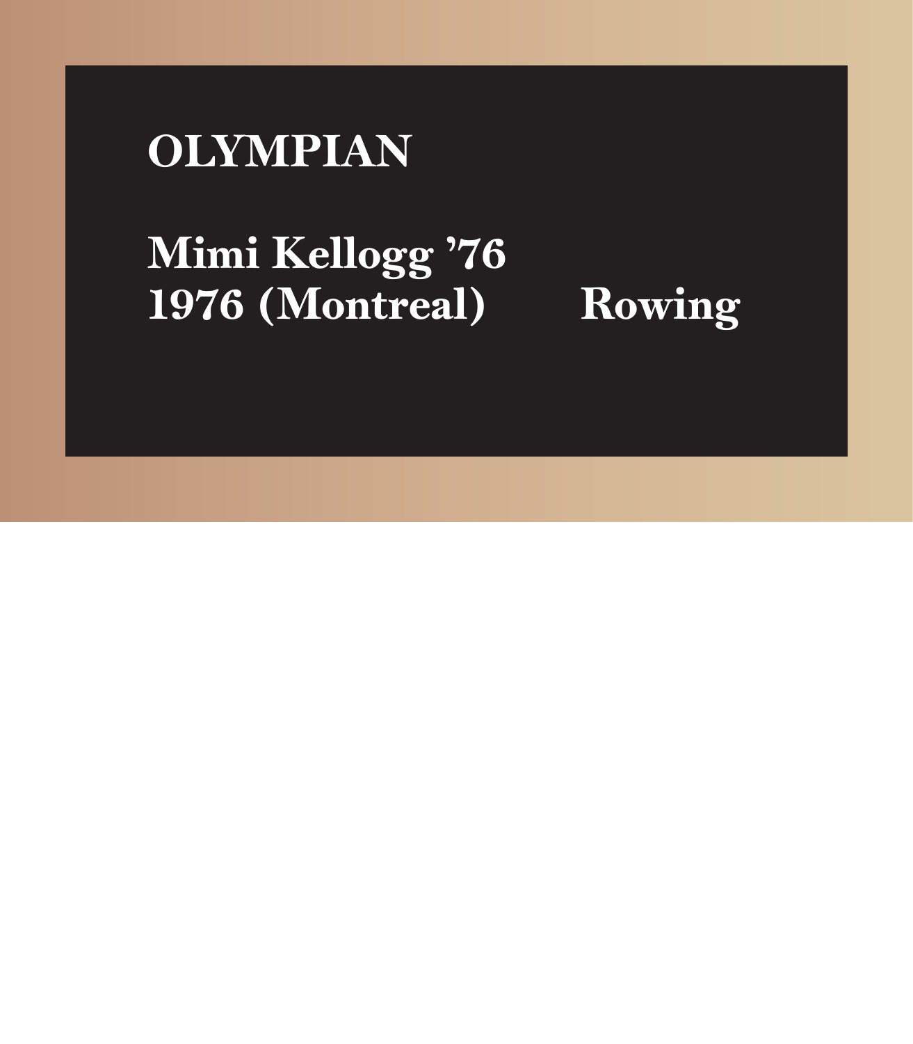# OLYMPIAN

**Mimi Kellogg ’76**
**1976 (Montreal) Rowing**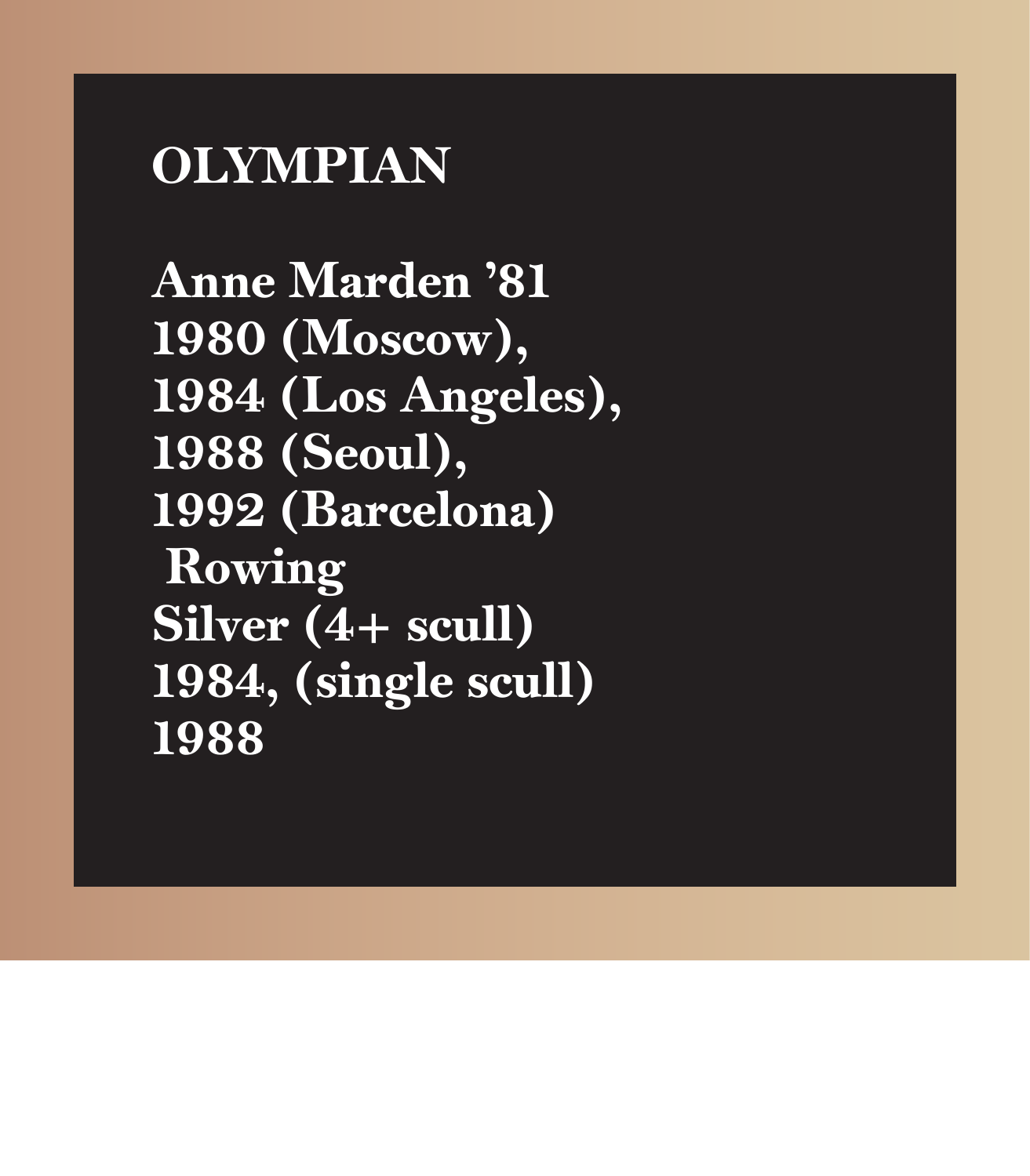# OLYMPIAN

**Anne Marden '81**
**1980 (Moscow),**
**1984 (Los Angeles),**
**1988 (Seoul),**
**1992 (Barcelona)**
**Rowing**
**Silver (4+ scull)**
**1984, (single scull)**
**1988**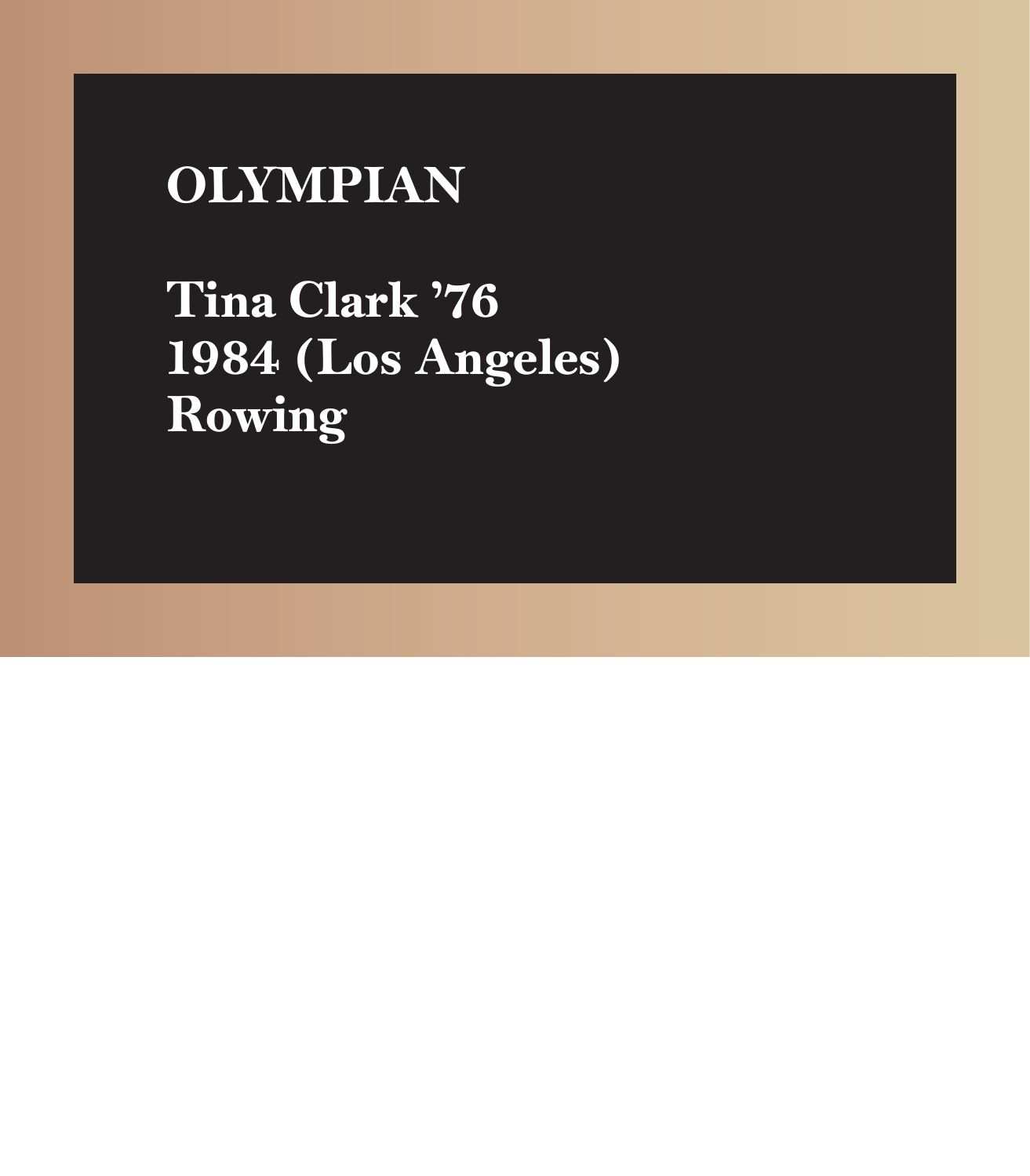# OLYMPIAN

**Tina Clark ’76**
**1984 (Los Angeles)**
**Rowing**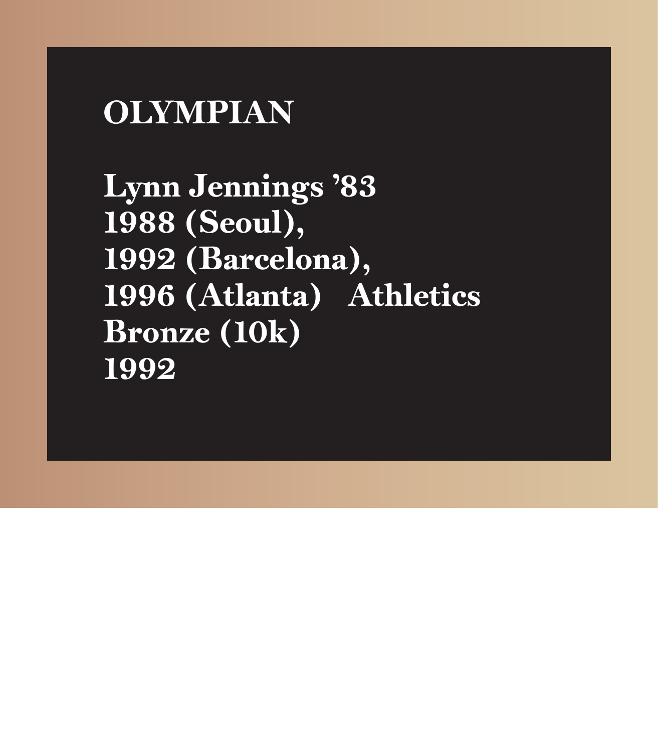# OLYMPIAN

**Lynn Jennings ’83**
**1988 (Seoul),**
**1992 (Barcelona),**
**1996 (Atlanta)   Athletics**
**Bronze (10k)**
**1992**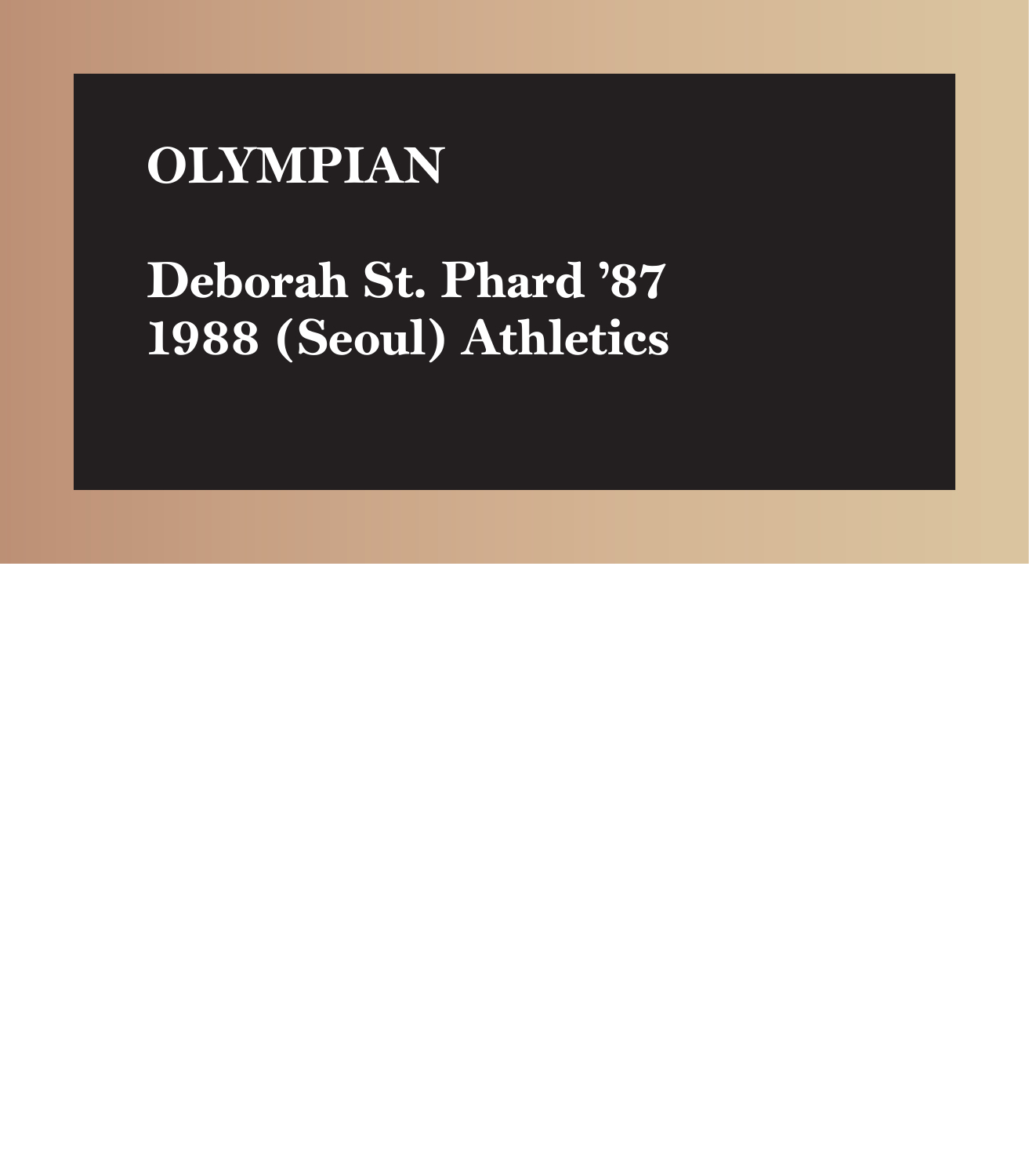# OLYMPIAN

**Deborah St. Phard ’87**
**1988 (Seoul) Athletics**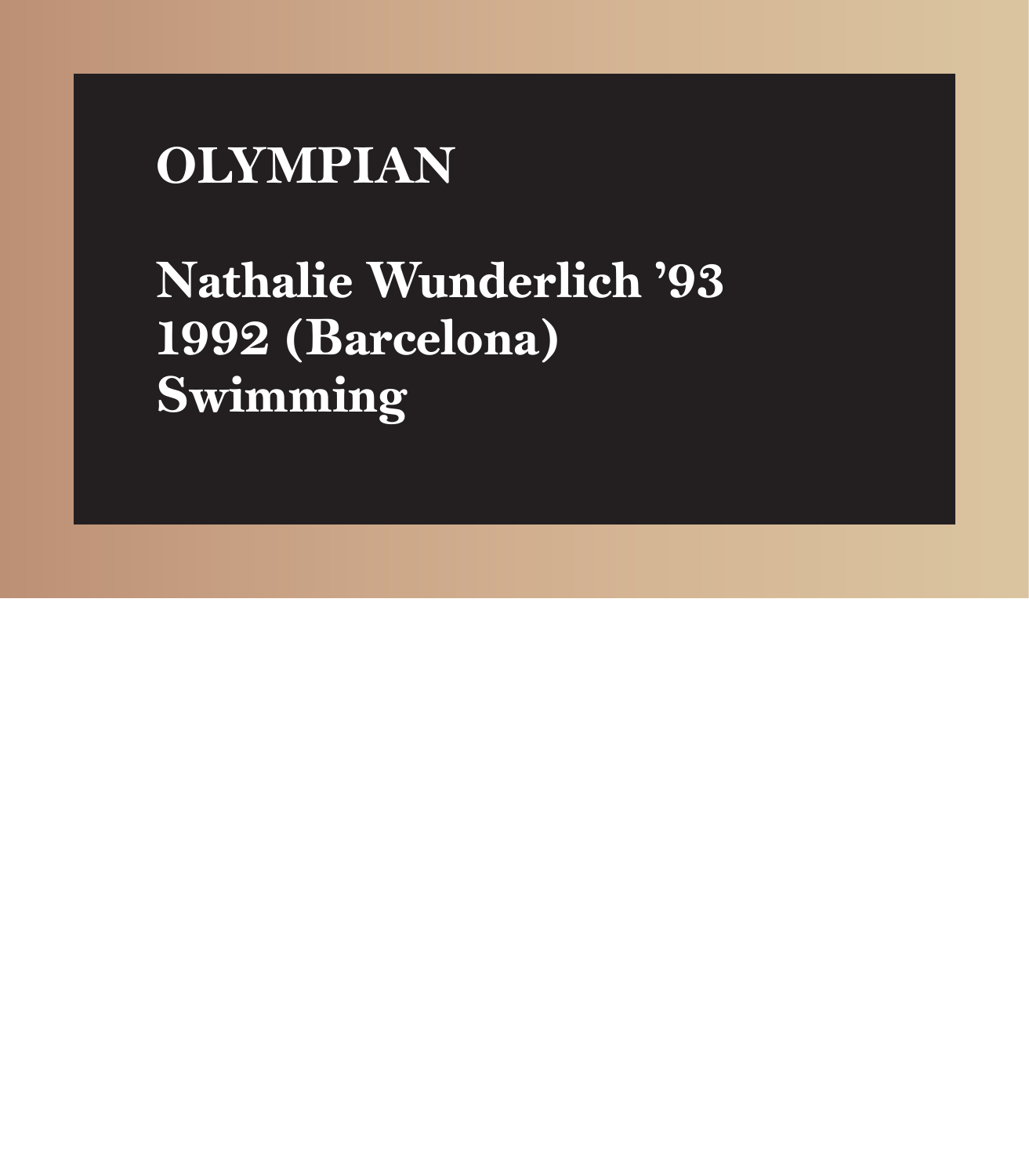# OLYMPIAN

**Nathalie Wunderlich ’93**
**1992 (Barcelona)**
**Swimming**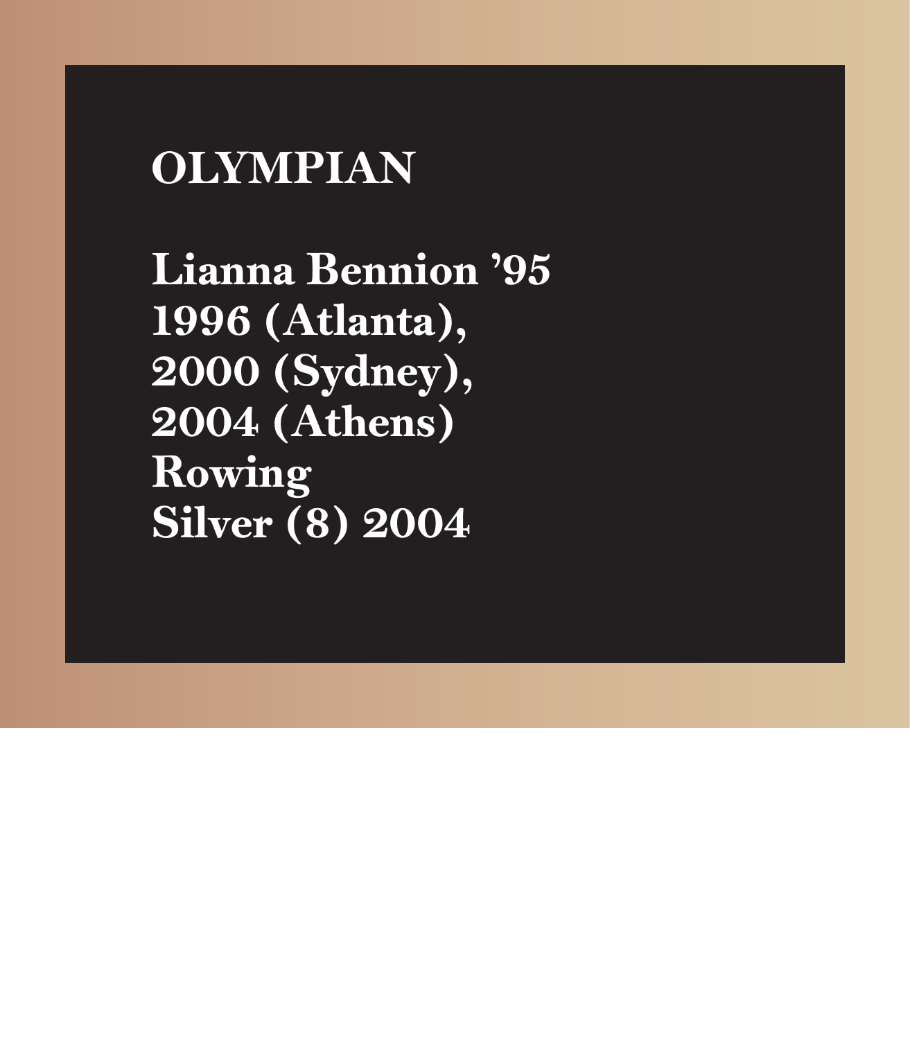# OLYMPIAN

**Lianna Bennion ’95**
**1996 (Atlanta),**
**2000 (Sydney),**
**2004 (Athens)**
**Rowing**
**Silver (8) 2004**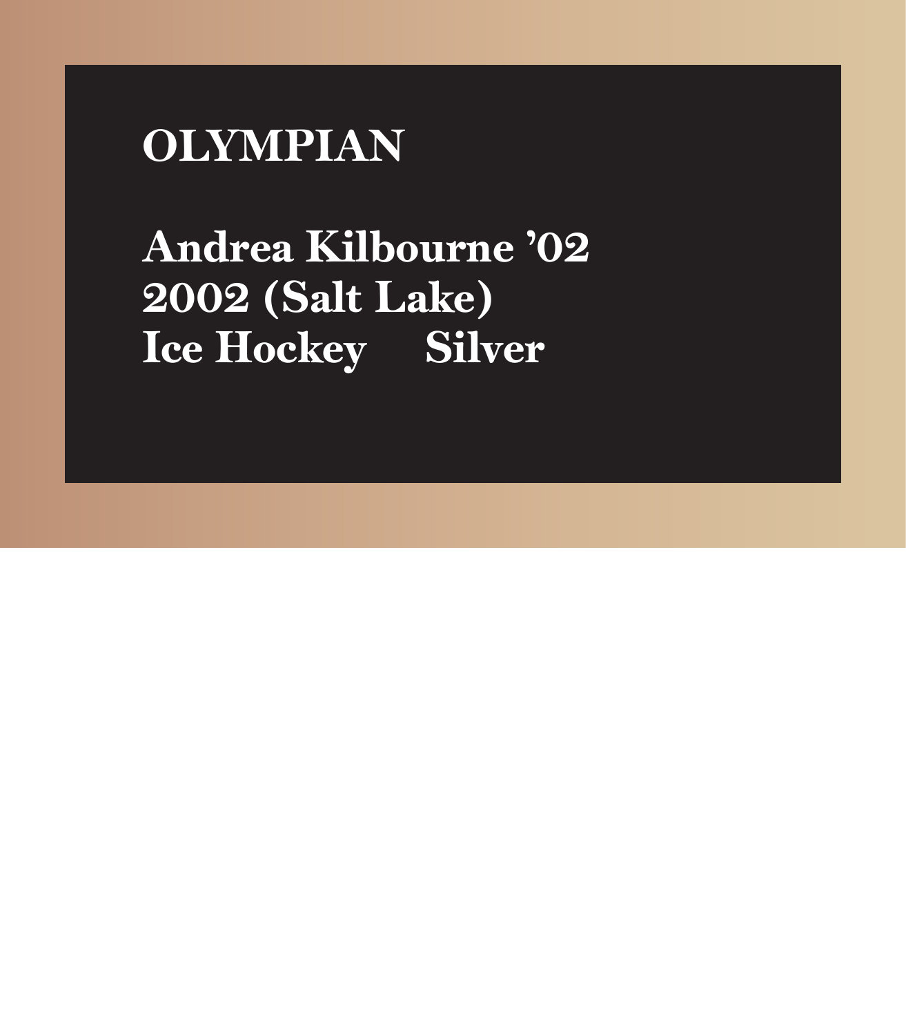# OLYMPIAN

**Andrea Kilbourne ’02**
**2002 (Salt Lake)**
**Ice Hockey Silver**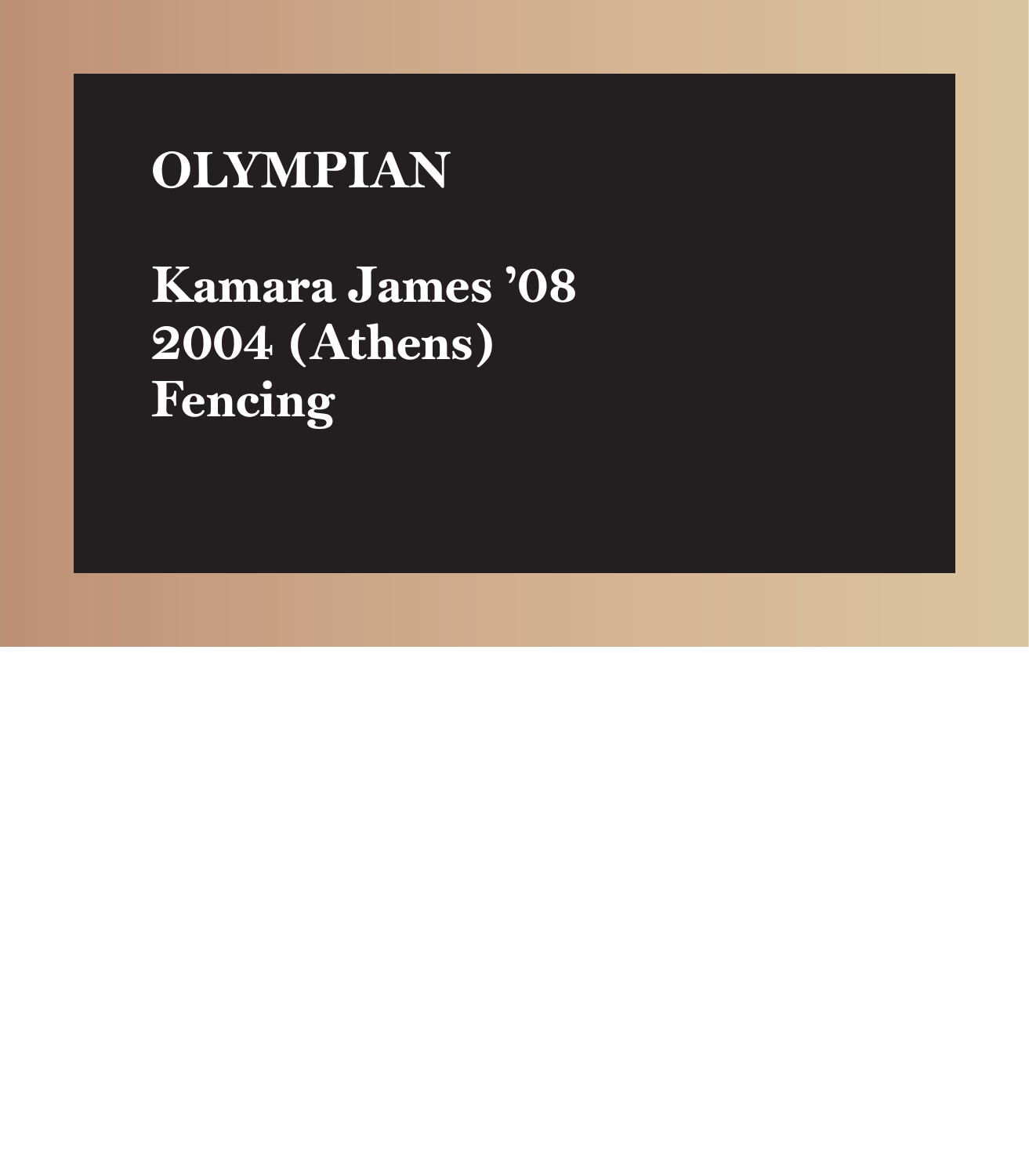# OLYMPIAN

**Kamara James ’08**
**2004 (Athens)**
**Fencing**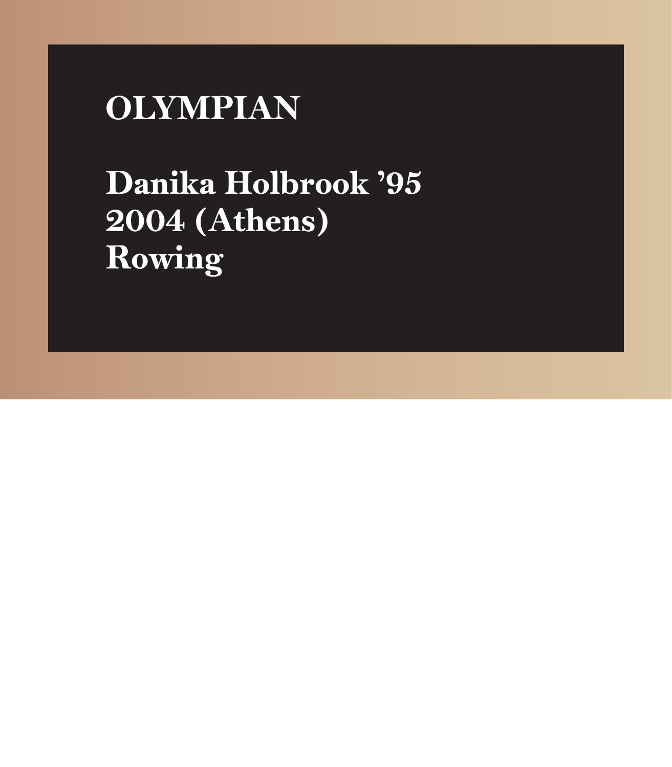# OLYMPIAN

**Danika Holbrook ’95**
**2004 (Athens)**
**Rowing**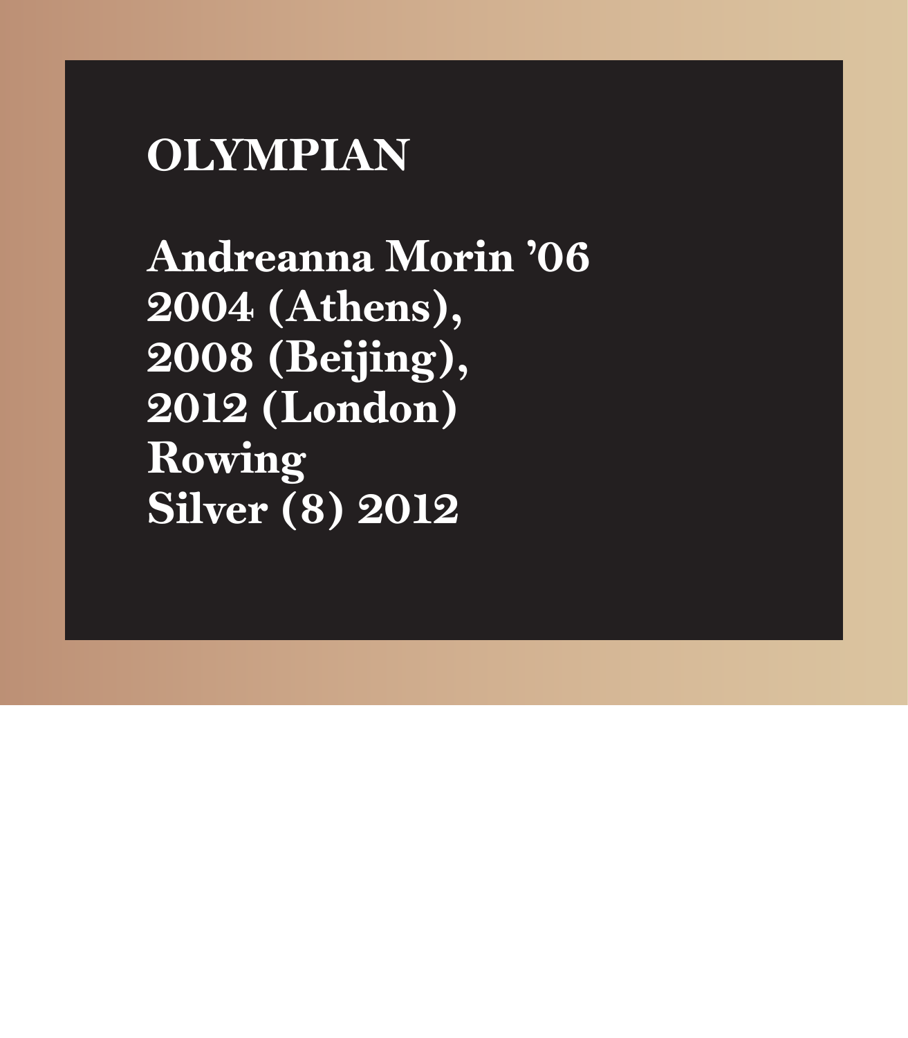# OLYMPIAN

**Andreanna Morin ’06**
**2004 (Athens),**
**2008 (Beijing),**
**2012 (London)**
**Rowing**
**Silver (8) 2012**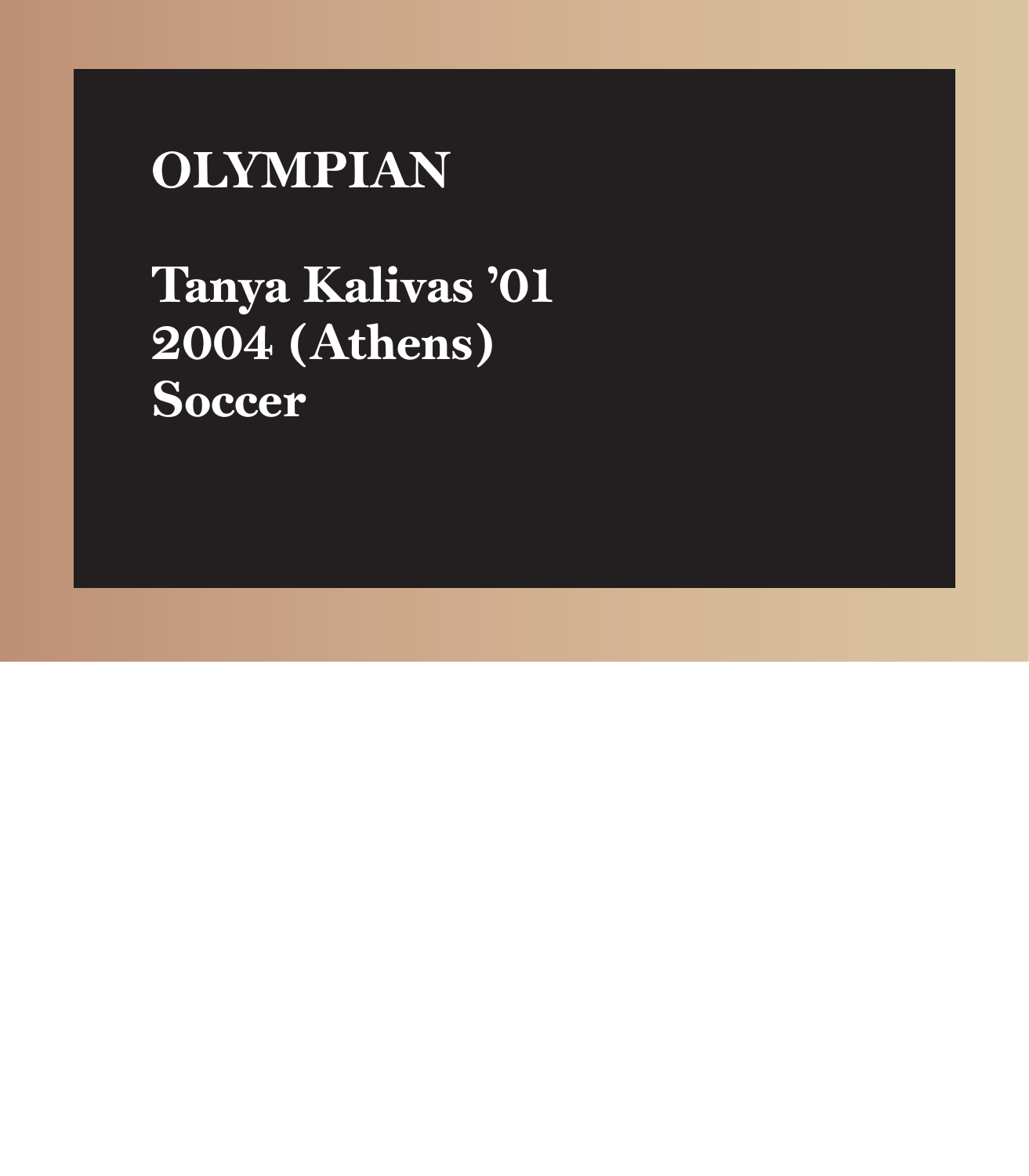# OLYMPIAN

**Tanya Kalivas ’01**
**2004 (Athens)**
**Soccer**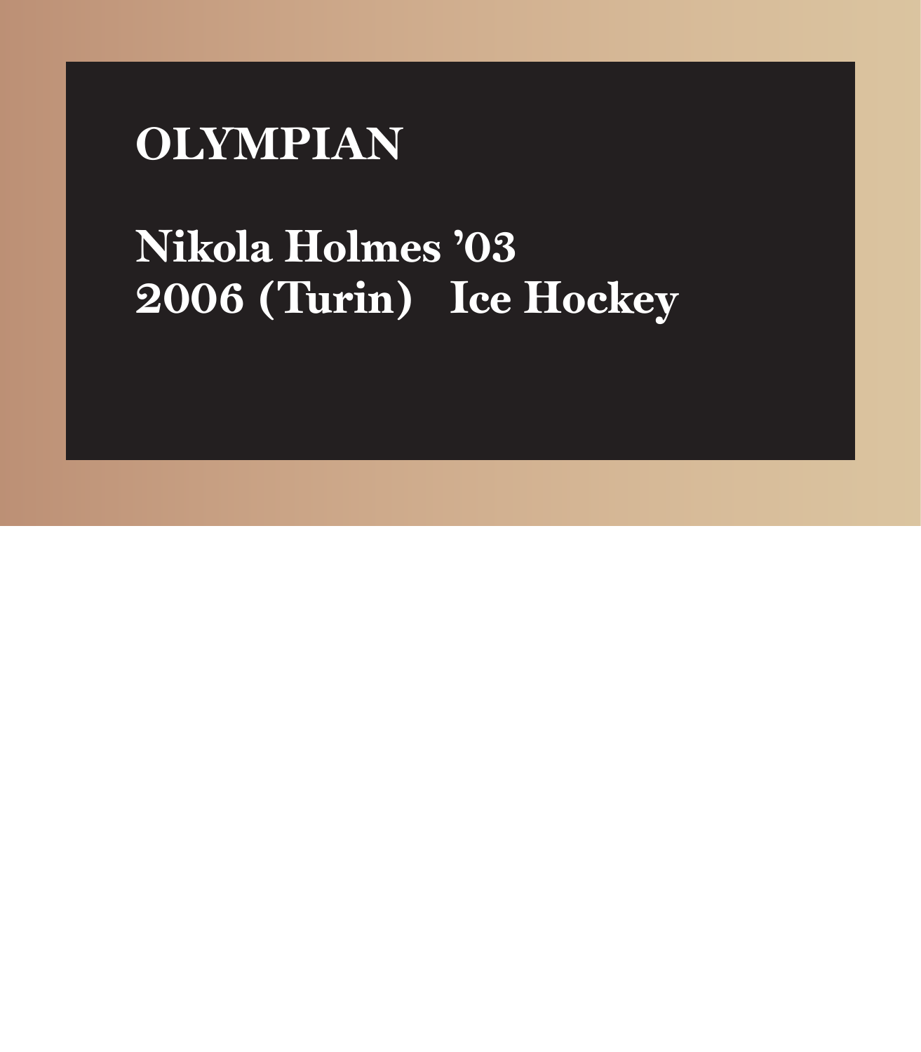# OLYMPIAN

**Nikola Holmes ’03**
**2006 (Turin)   Ice Hockey**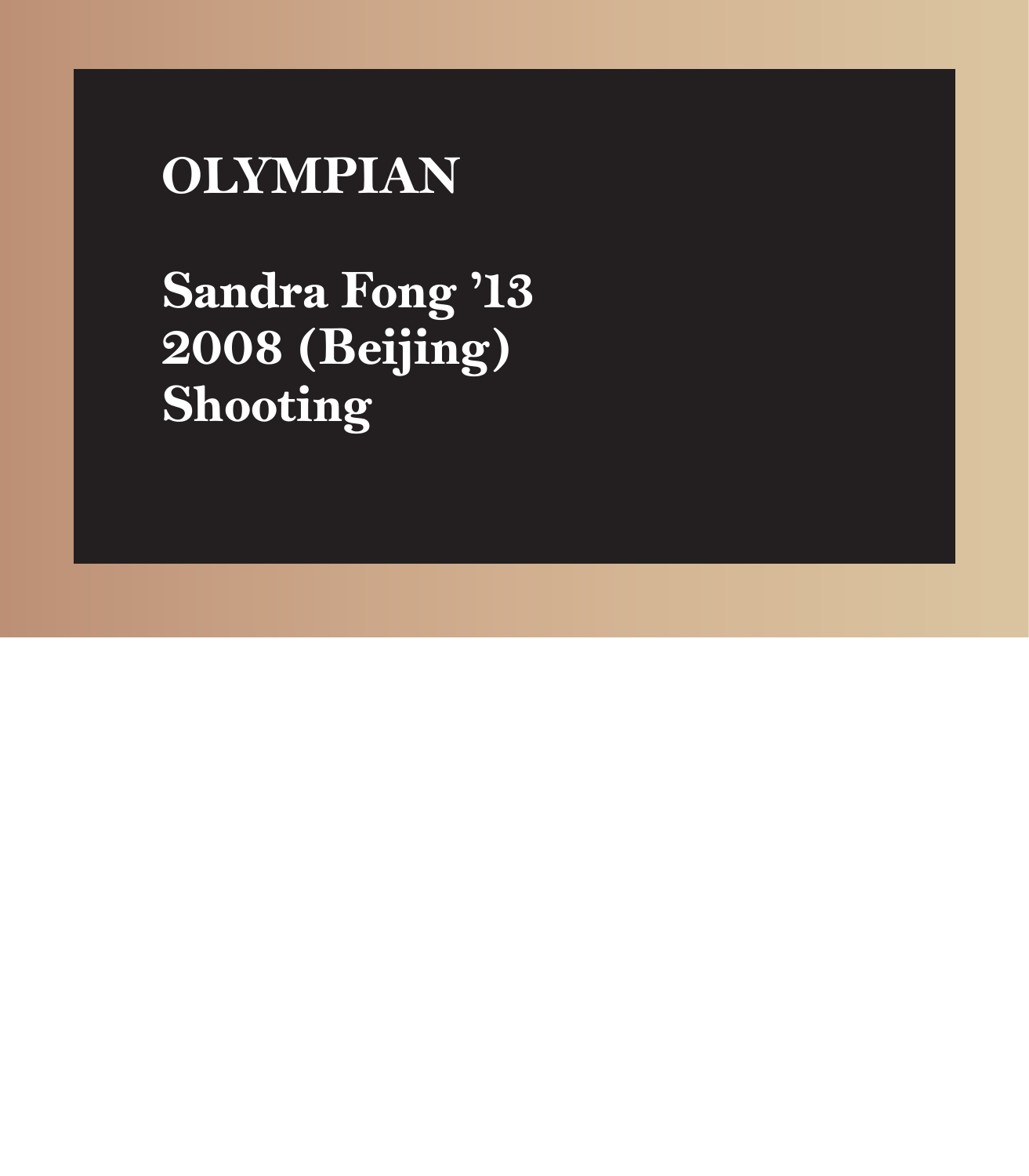# OLYMPIAN

**Sandra Fong ’13**
**2008 (Beijing)**
**Shooting**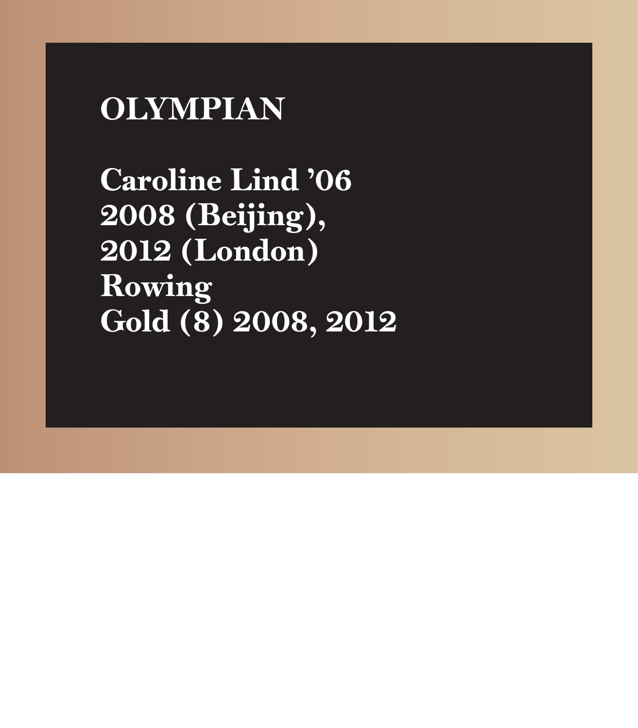# OLYMPIAN

**Caroline Lind ’06**
**2008 (Beijing),**
**2012 (London)**
**Rowing**
**Gold (8) 2008, 2012**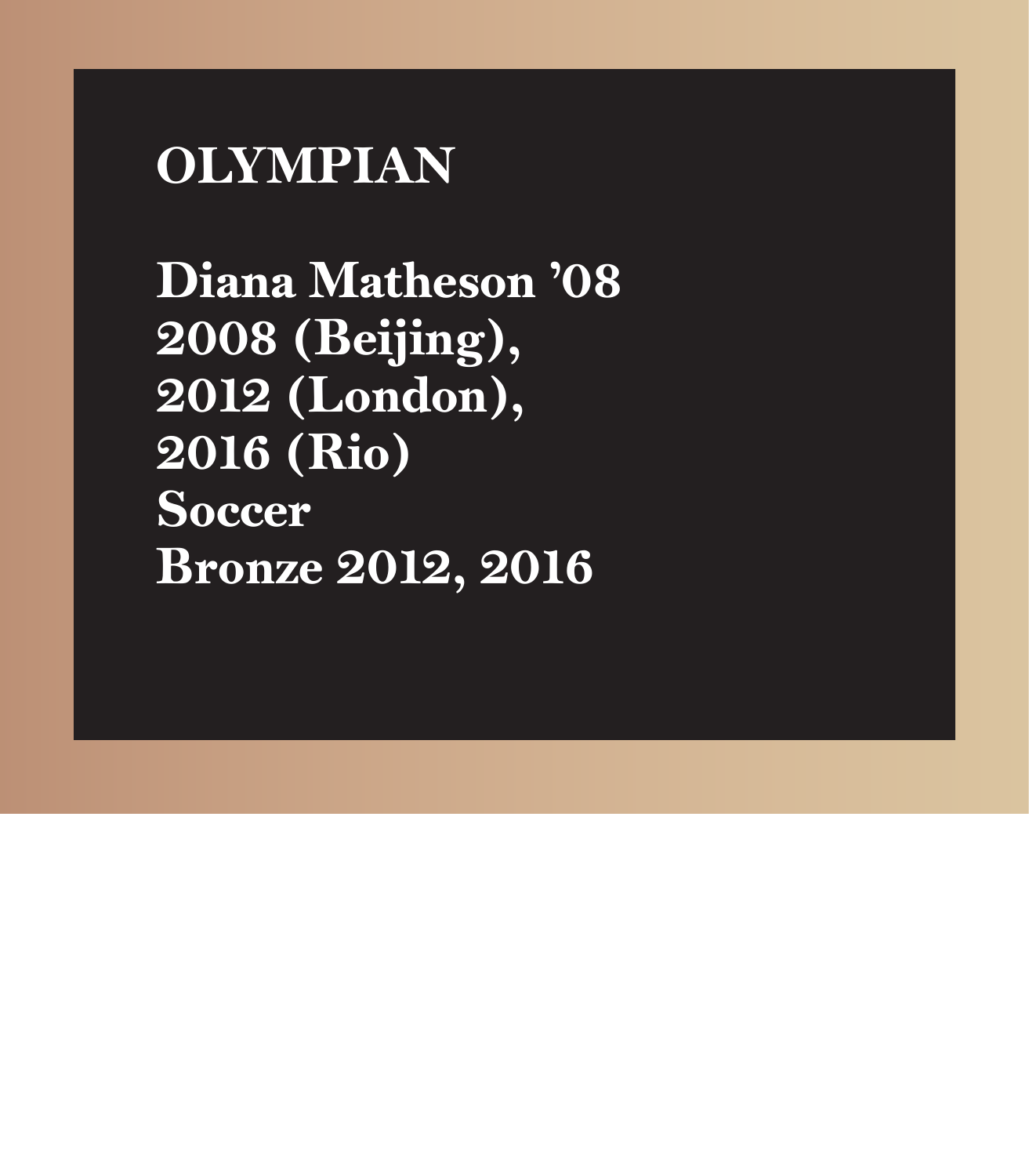# OLYMPIAN

**Diana Matheson ’08**
**2008 (Beijing),**
**2012 (London),**
**2016 (Rio)**
**Soccer**
**Bronze 2012, 2016**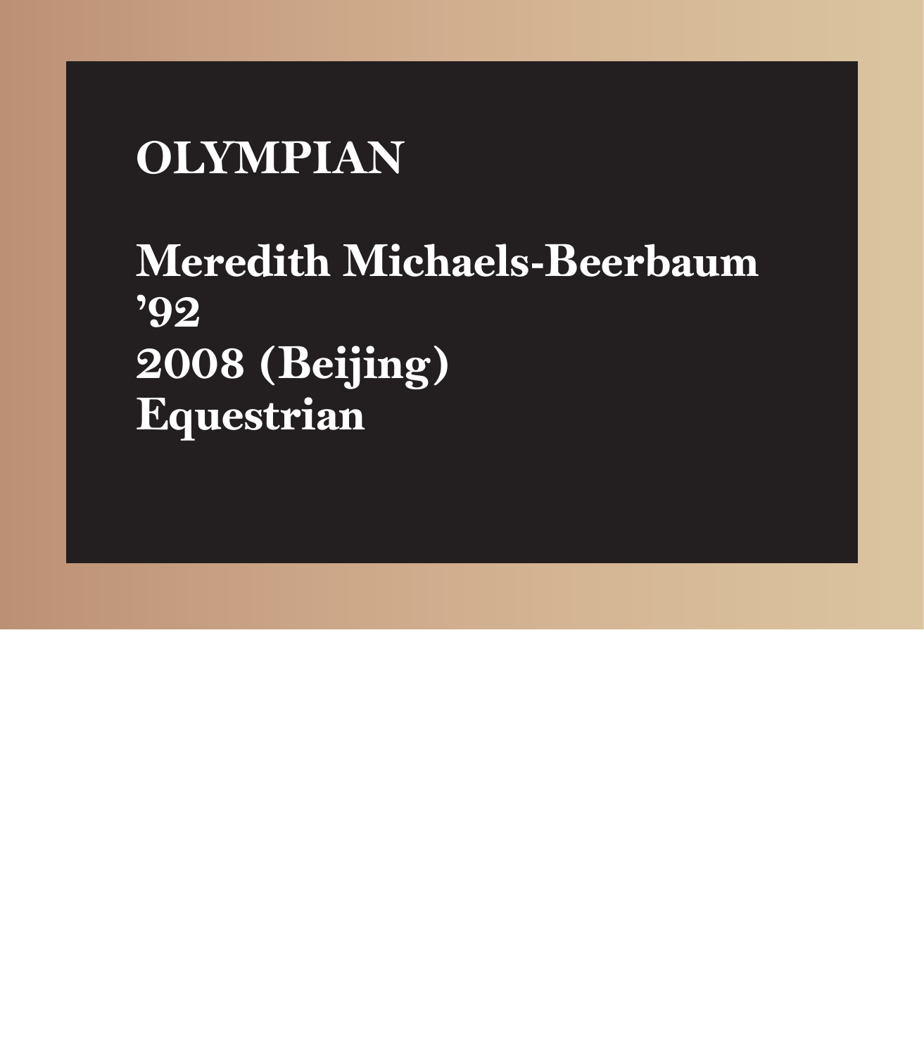# OLYMPIAN

**Meredith Michaels-Beerbaum**
**’92**
**2008 (Beijing)**
**Equestrian**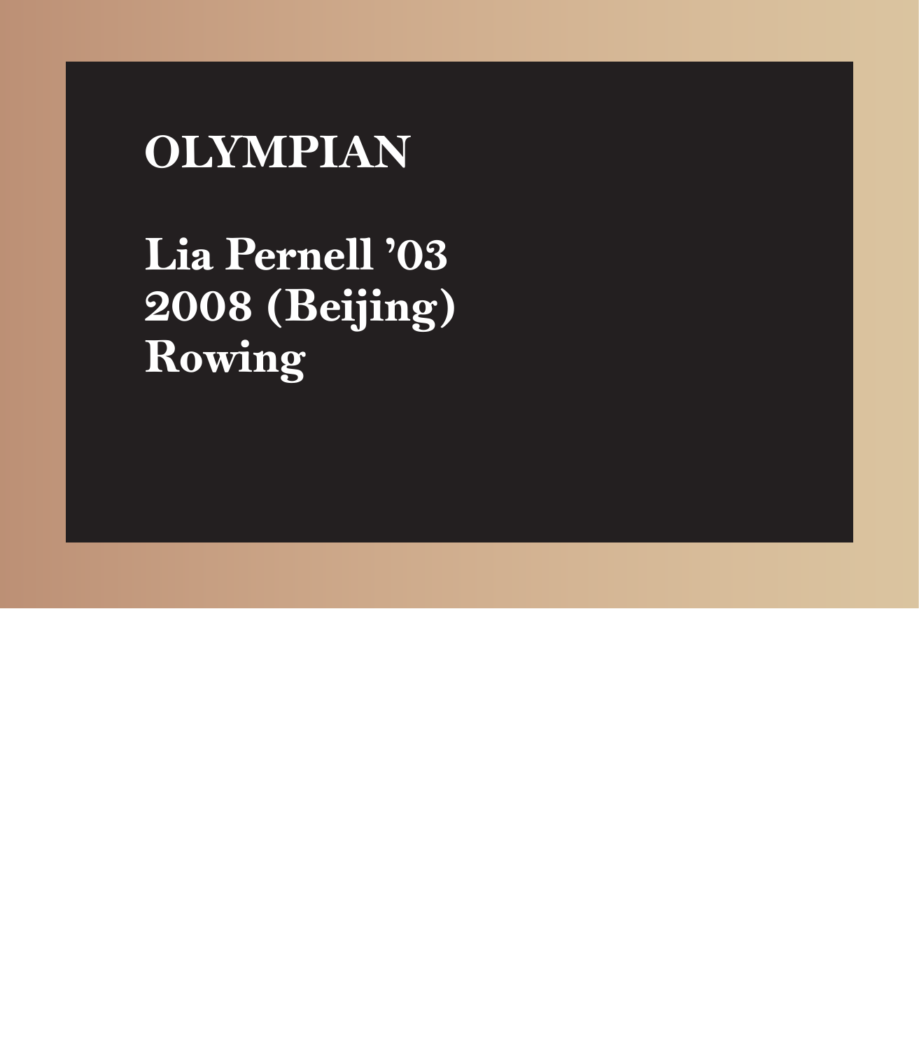# OLYMPIAN

**Lia Pernell ’03**
**2008 (Beijing)**
**Rowing**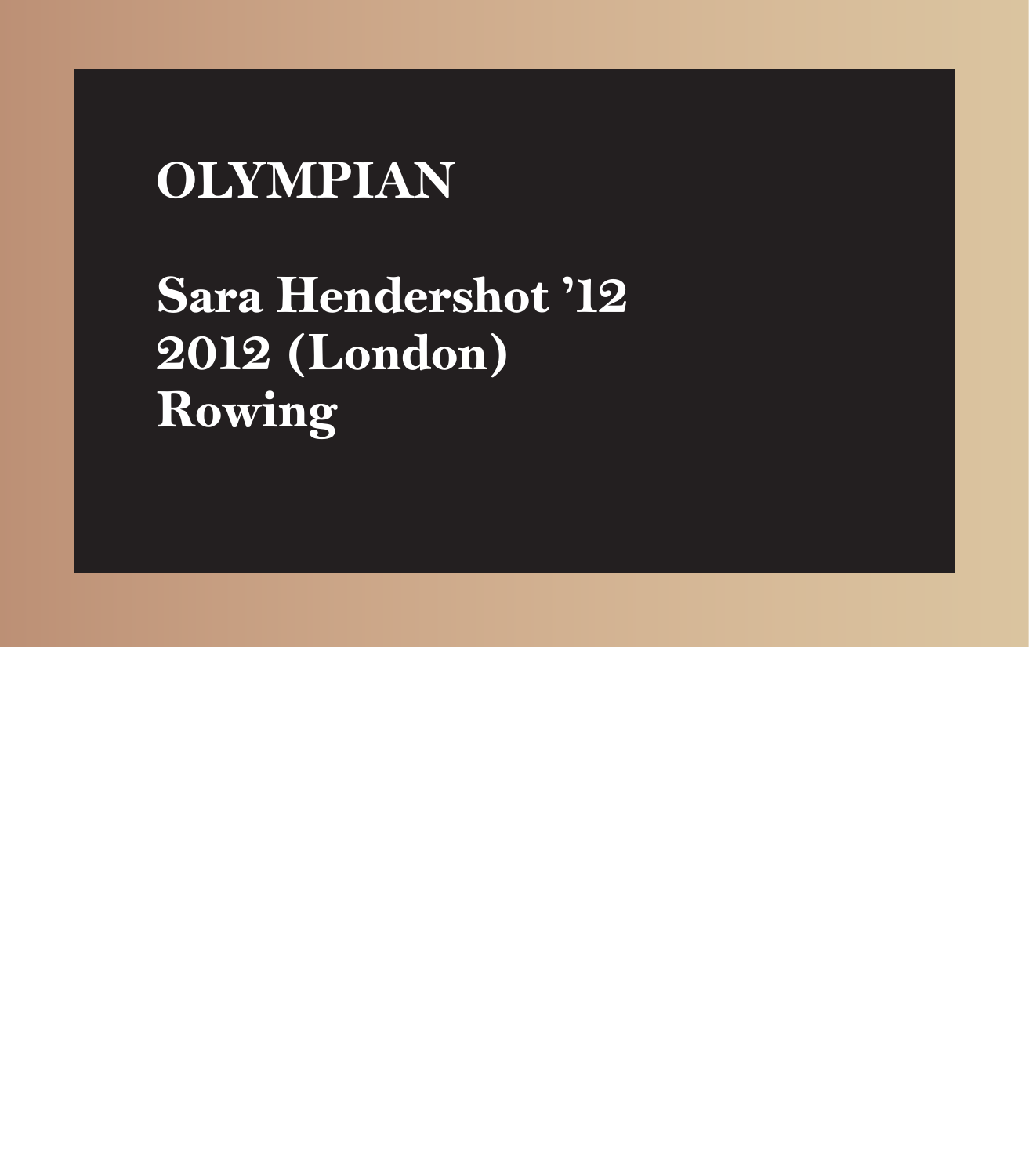# OLYMPIAN

**Sara Hendershot ’12**
**2012 (London)**
**Rowing**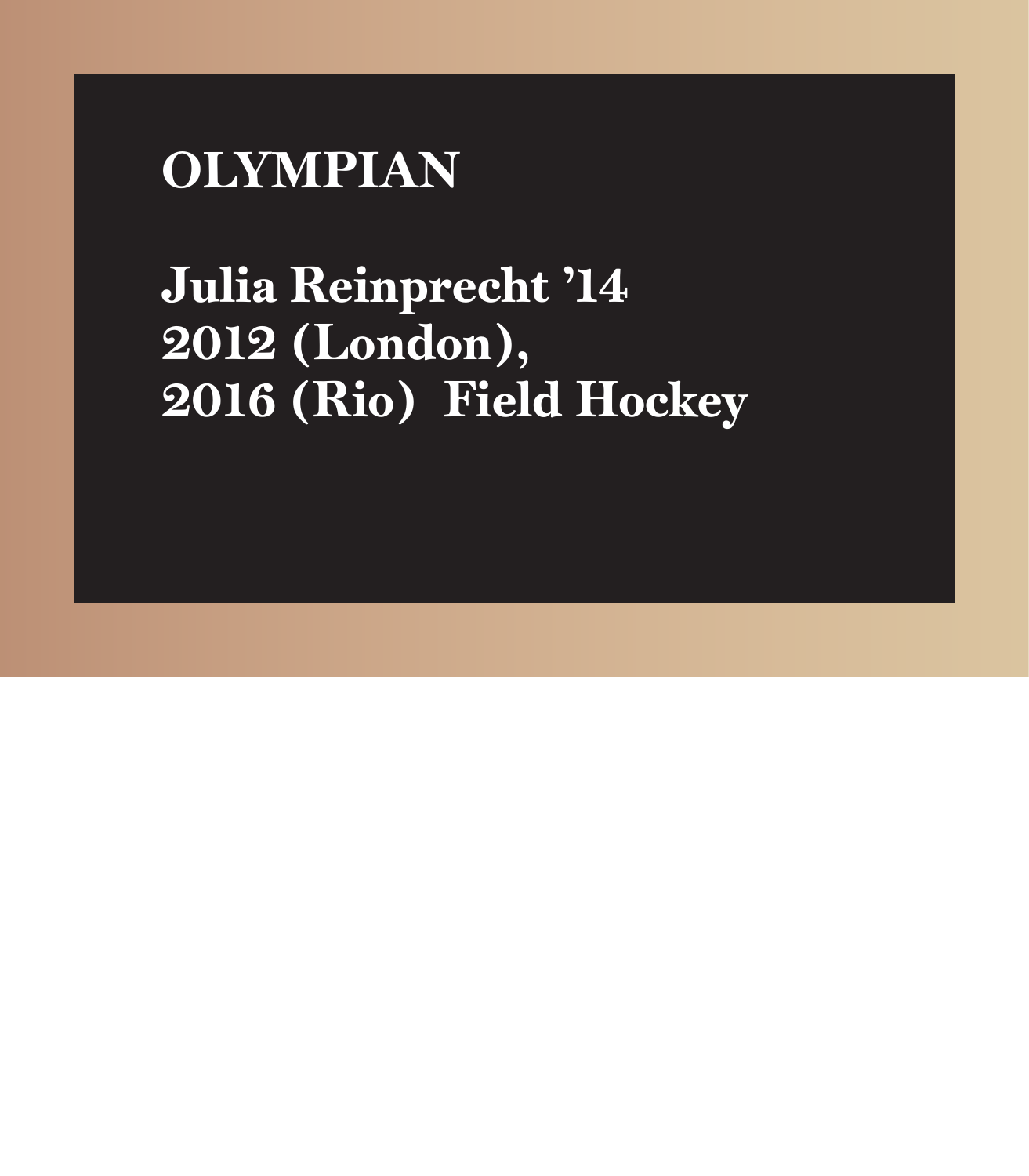## OLYMPIAN

**Julia Reinprecht ’14**
**2012 (London),**
**2016 (Rio) Field Hockey**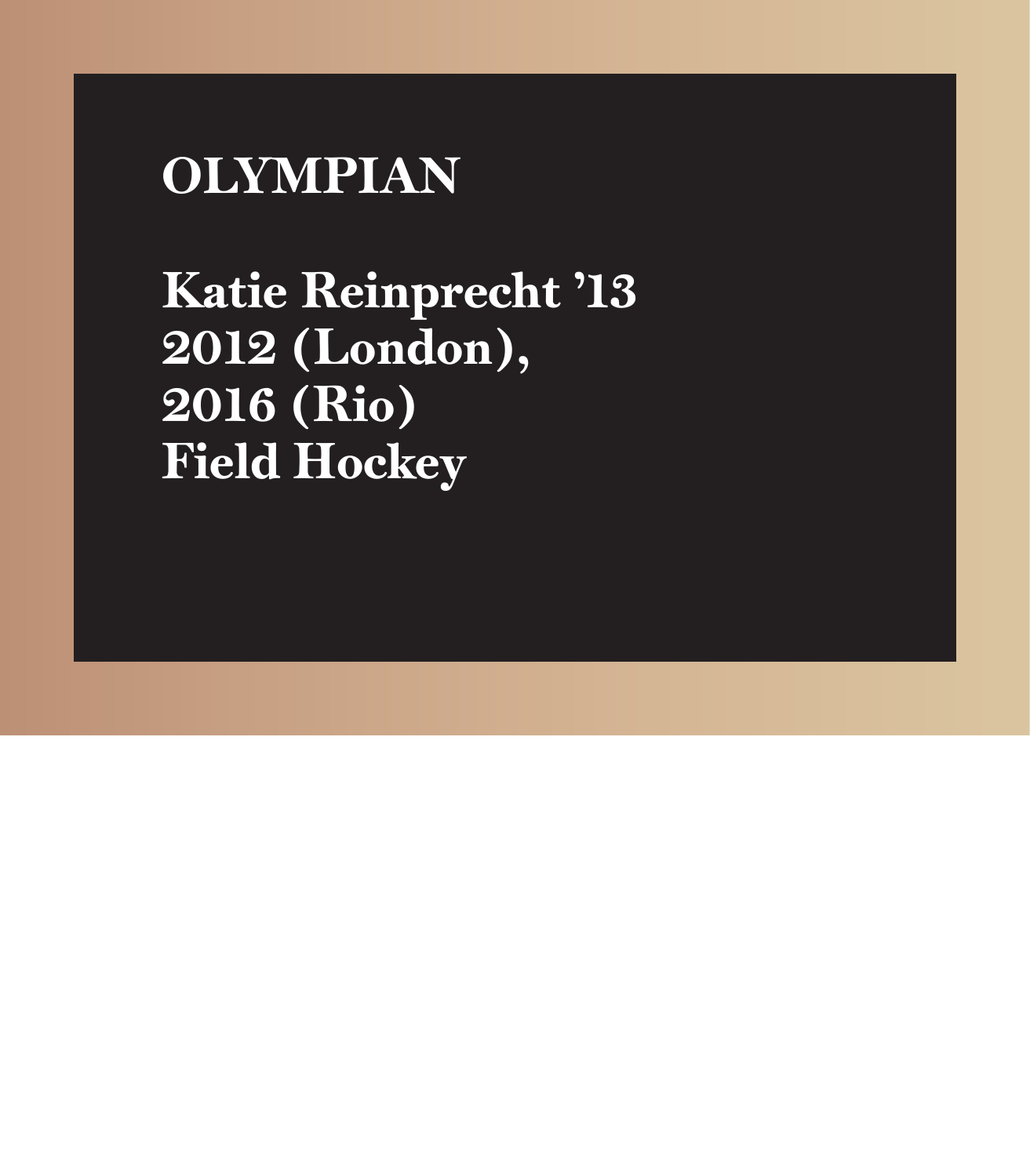# OLYMPIAN

**Katie Reinprecht ’13**
**2012 (London),**
**2016 (Rio)**
**Field Hockey**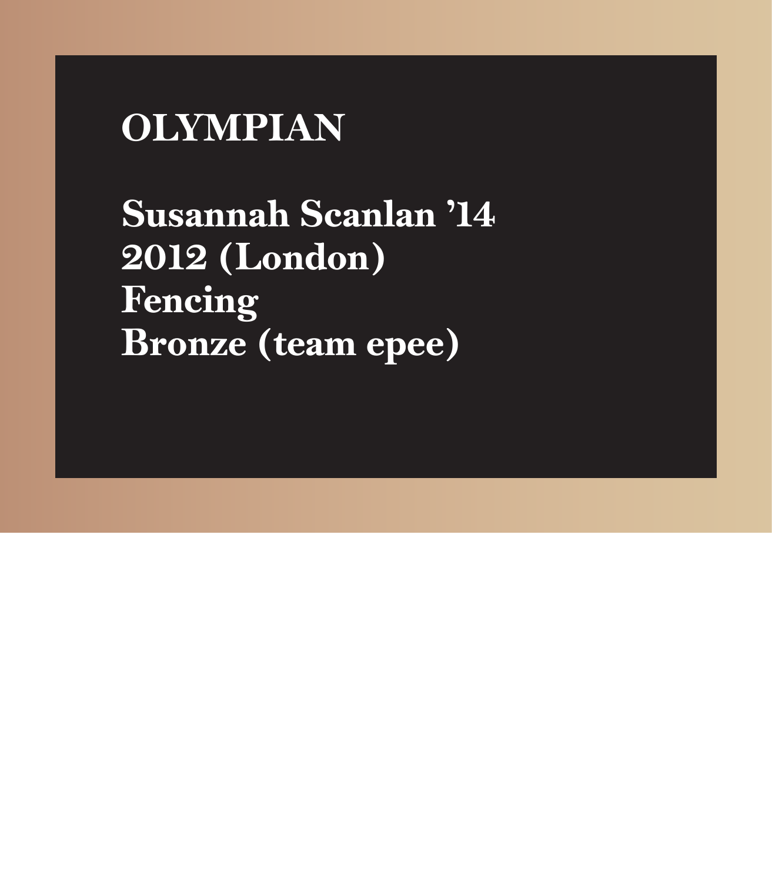# OLYMPIAN

**Susannah Scanlan ’14**
**2012 (London)**
**Fencing**
**Bronze (team epee)**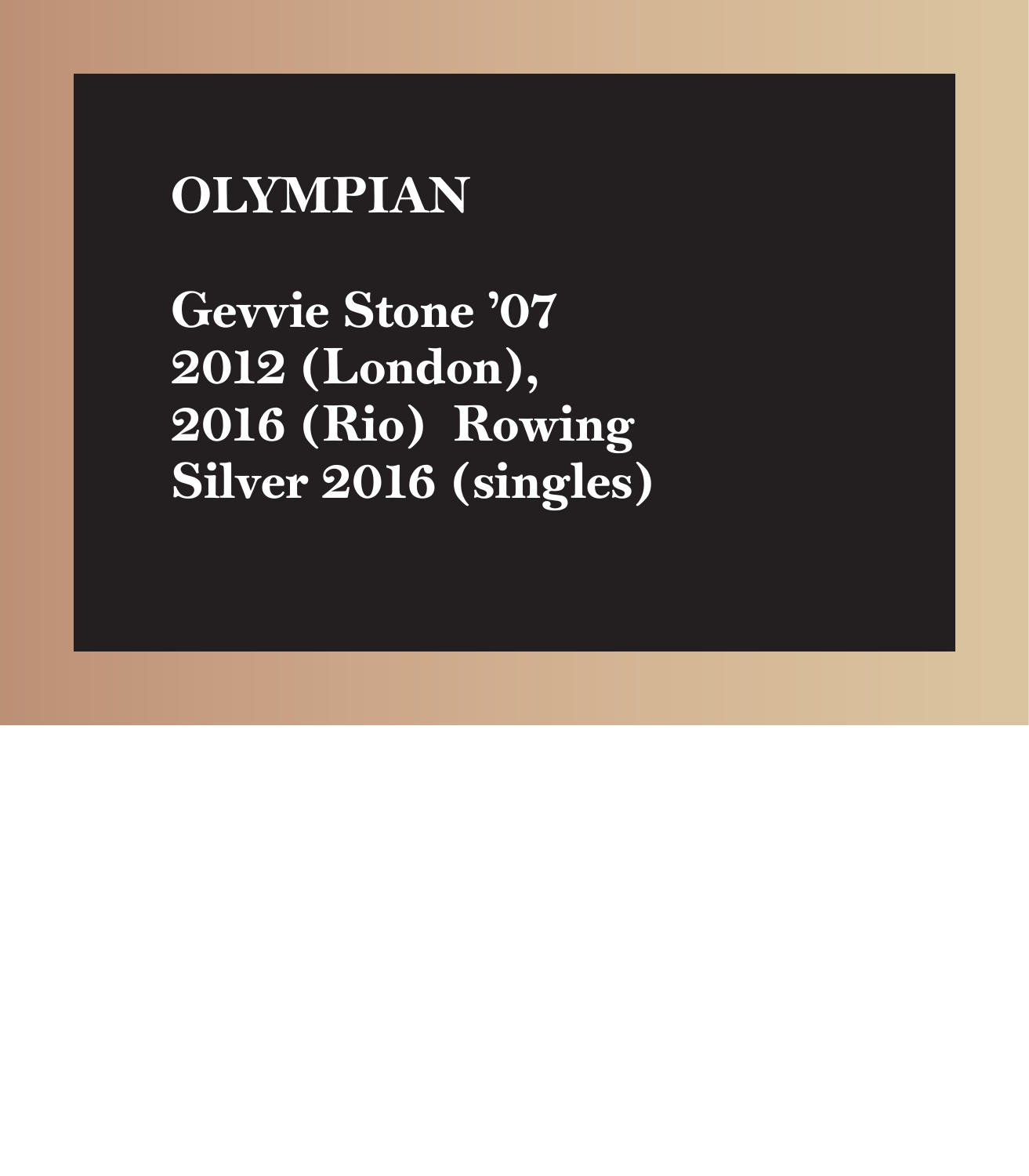# OLYMPIAN

**Gevvie Stone '07**
**2012 (London),**
**2016 (Rio) Rowing**
**Silver 2016 (singles)**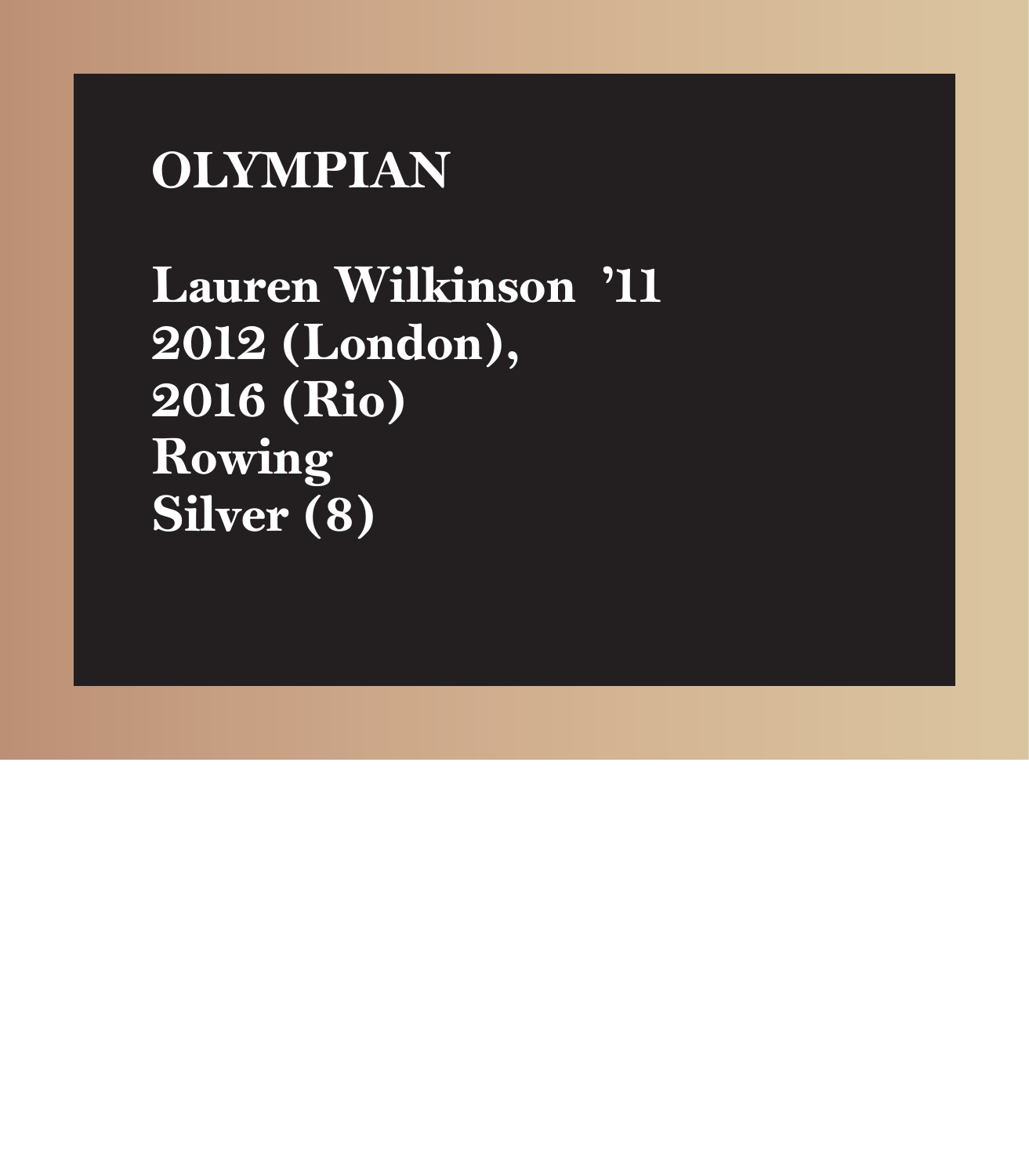# OLYMPIAN

**Lauren Wilkinson ’11**
**2012 (London),**
**2016 (Rio)**
**Rowing**
**Silver (8)**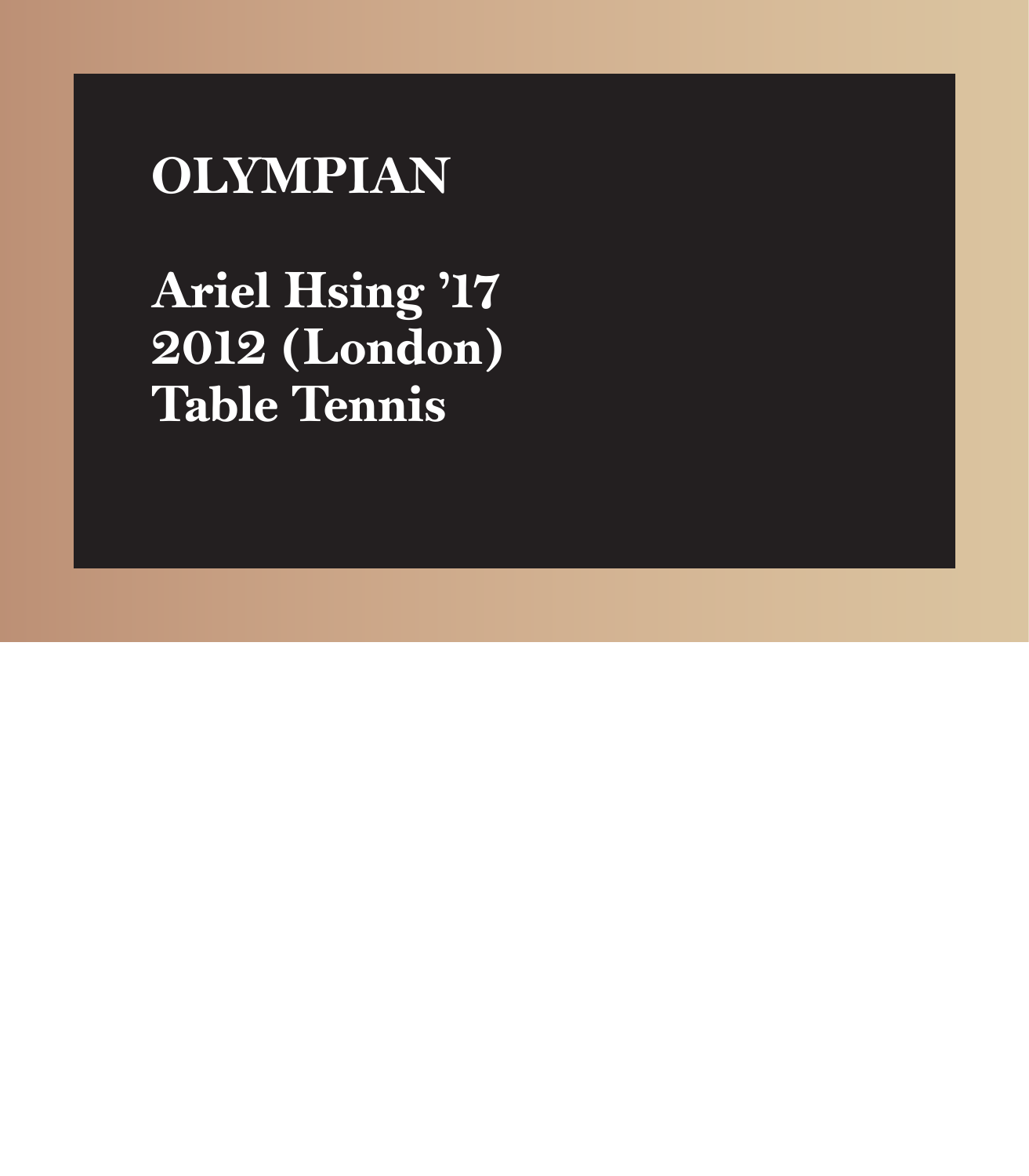# OLYMPIAN

**Ariel Hsing ’17**
**2012 (London)**
**Table Tennis**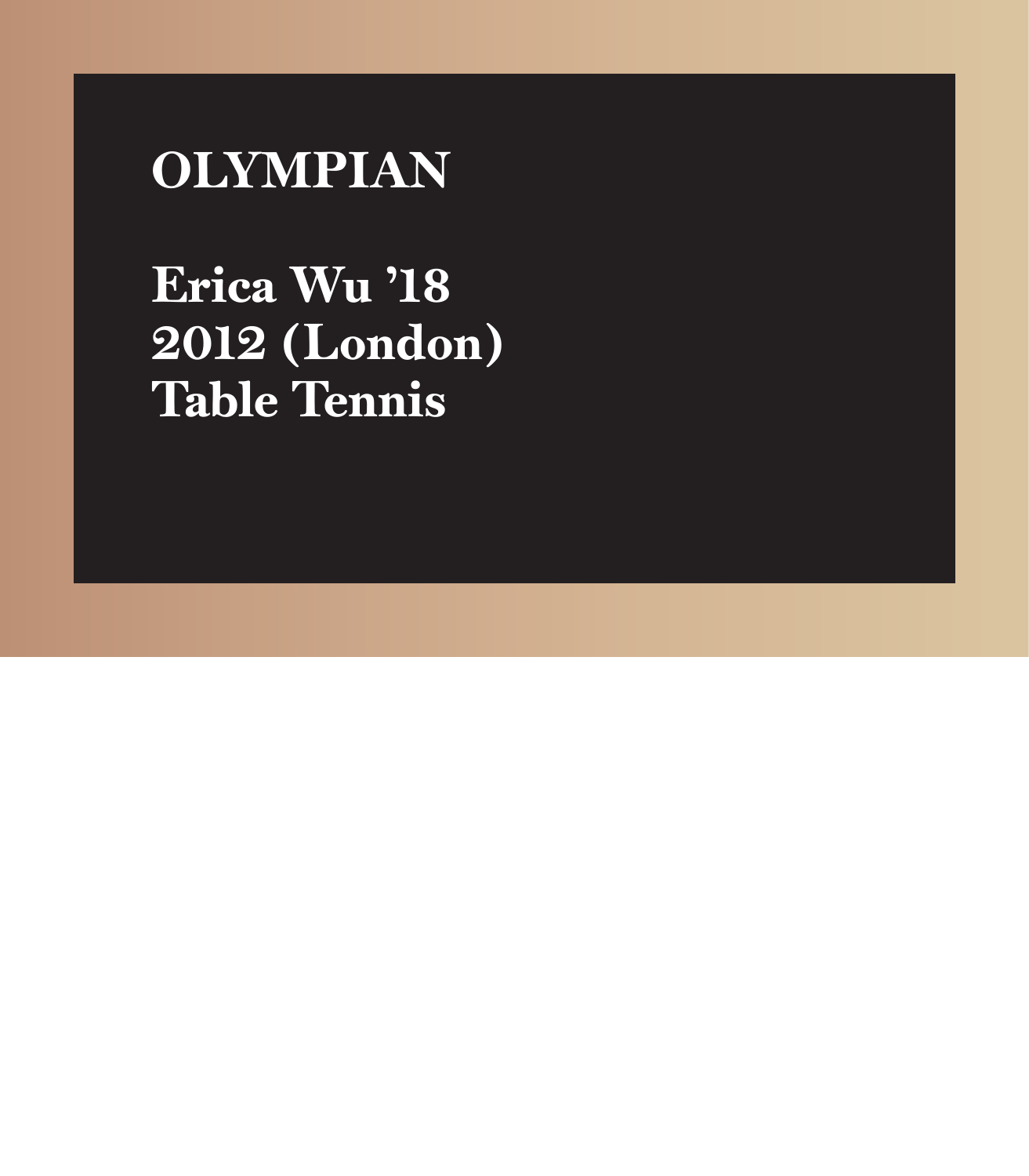# OLYMPIAN

**Erica Wu ’18**
**2012 (London)**
**Table Tennis**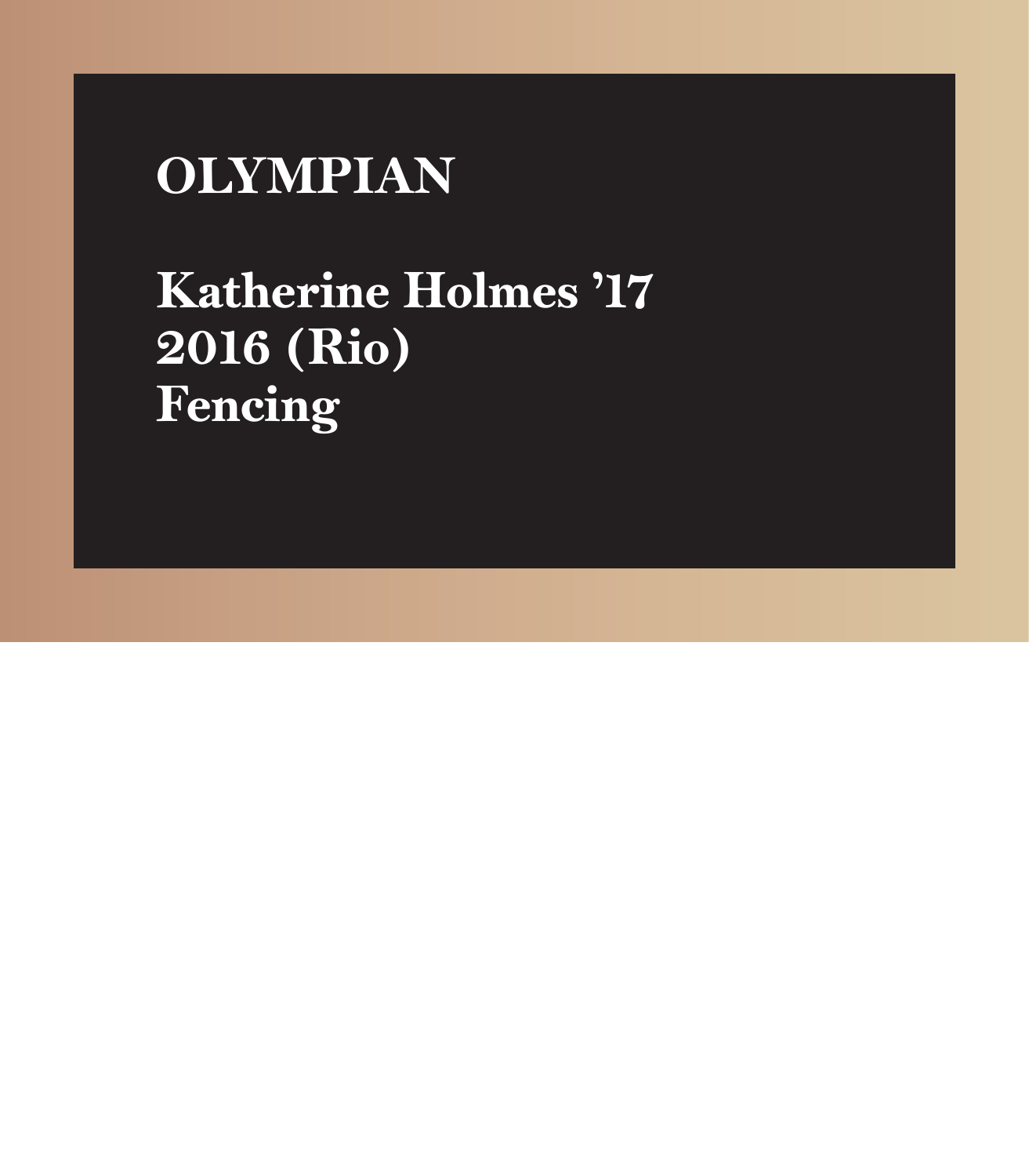# OLYMPIAN

**Katherine Holmes ’17**
**2016 (Rio)**
**Fencing**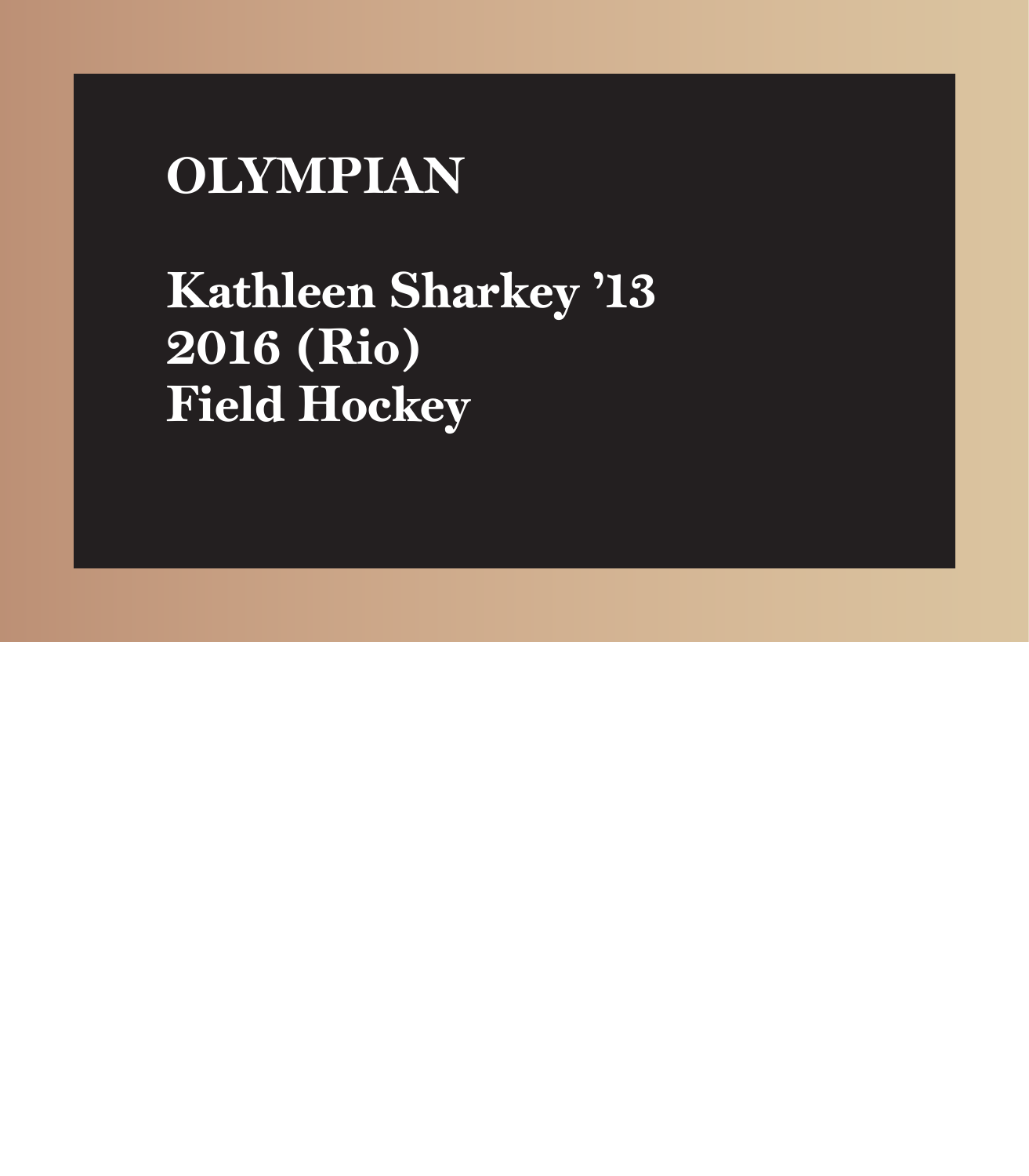# OLYMPIAN

**Kathleen Sharkey ’13**
**2016 (Rio)**
**Field Hockey**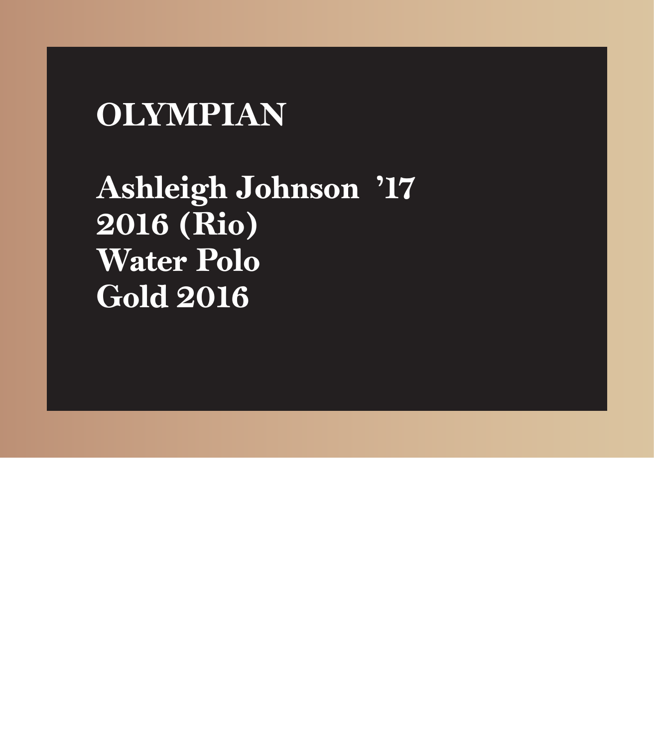# OLYMPIAN

**Ashleigh Johnson ’17**
**2016 (Rio)**
**Water Polo**
**Gold 2016**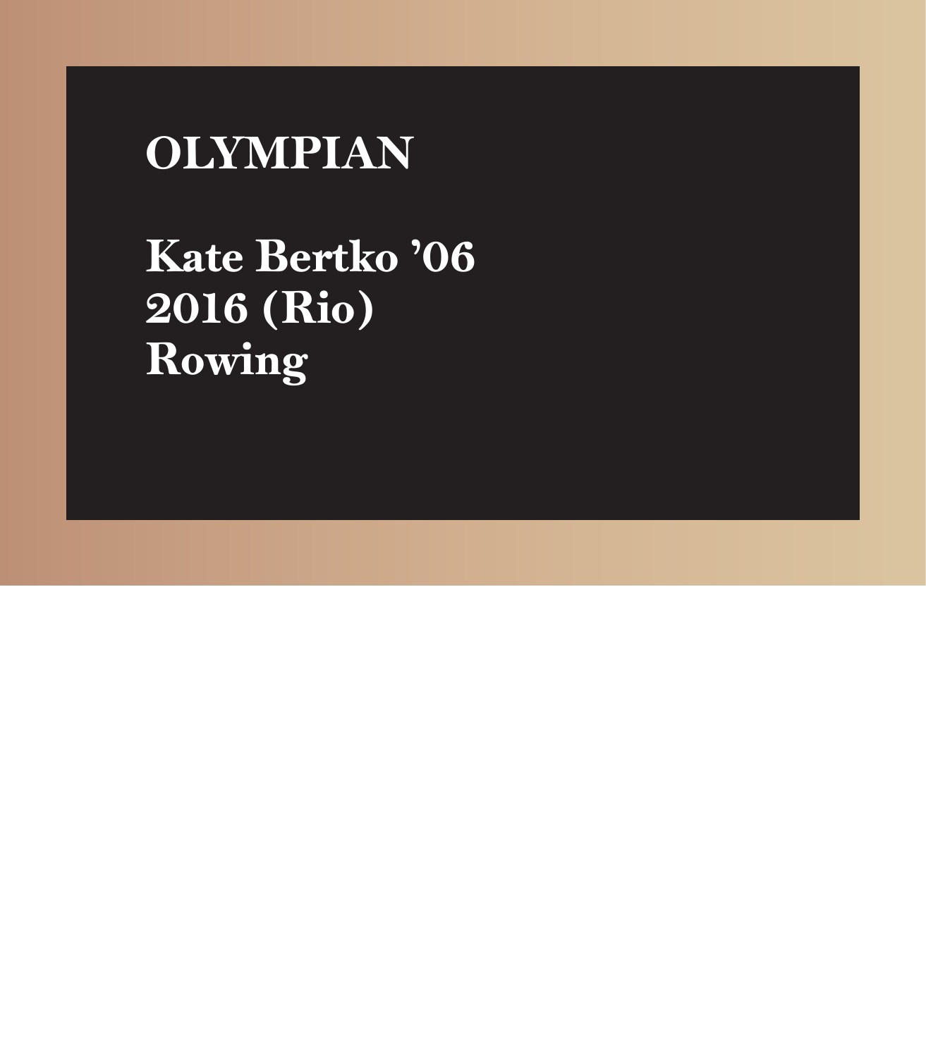# OLYMPIAN

**Kate Bertko ’06**
**2016 (Rio)**
**Rowing**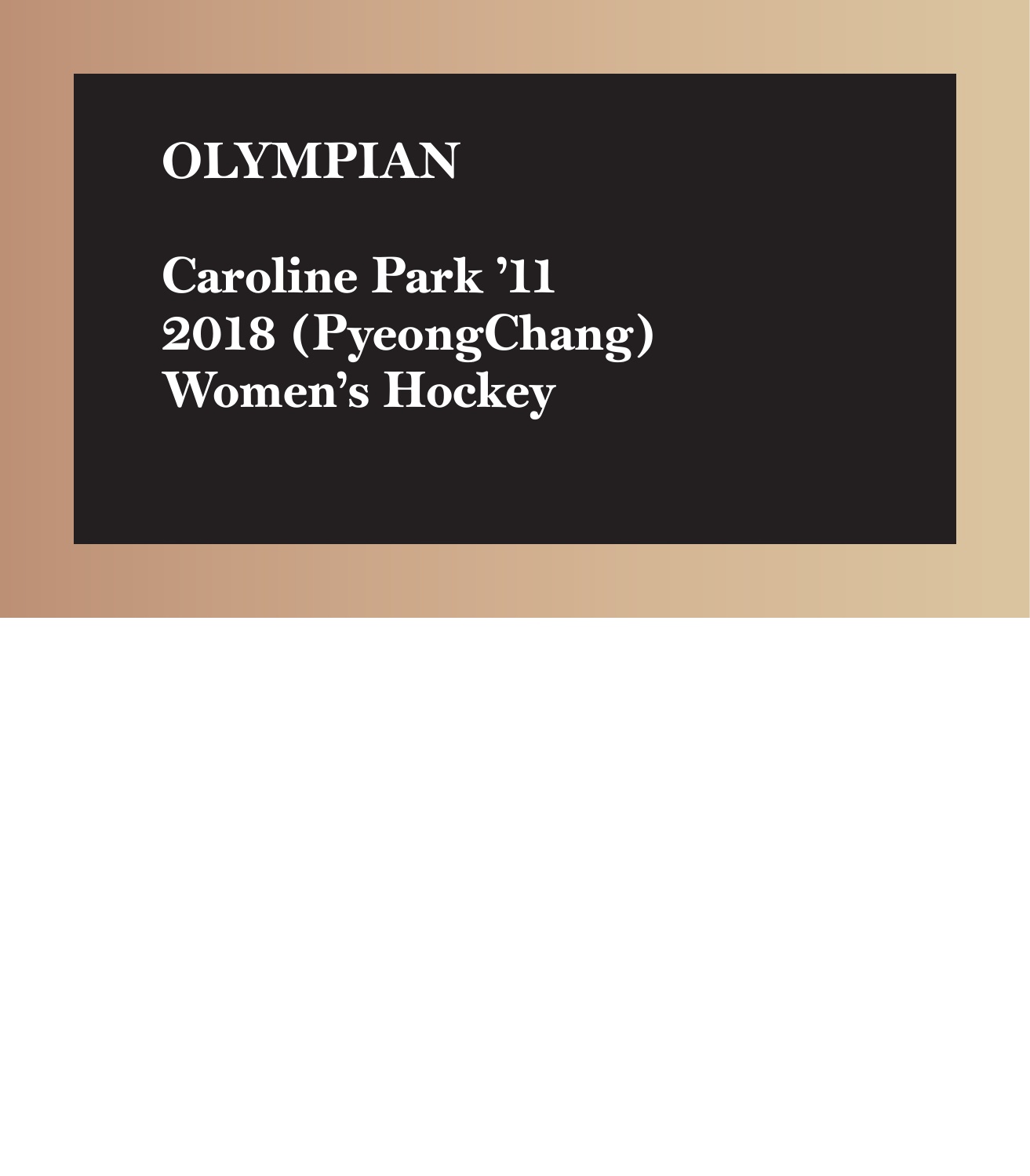**OLYMPIAN**

**Caroline Park ’11**
**2018 (PyeongChang)**
**Women’s Hockey**